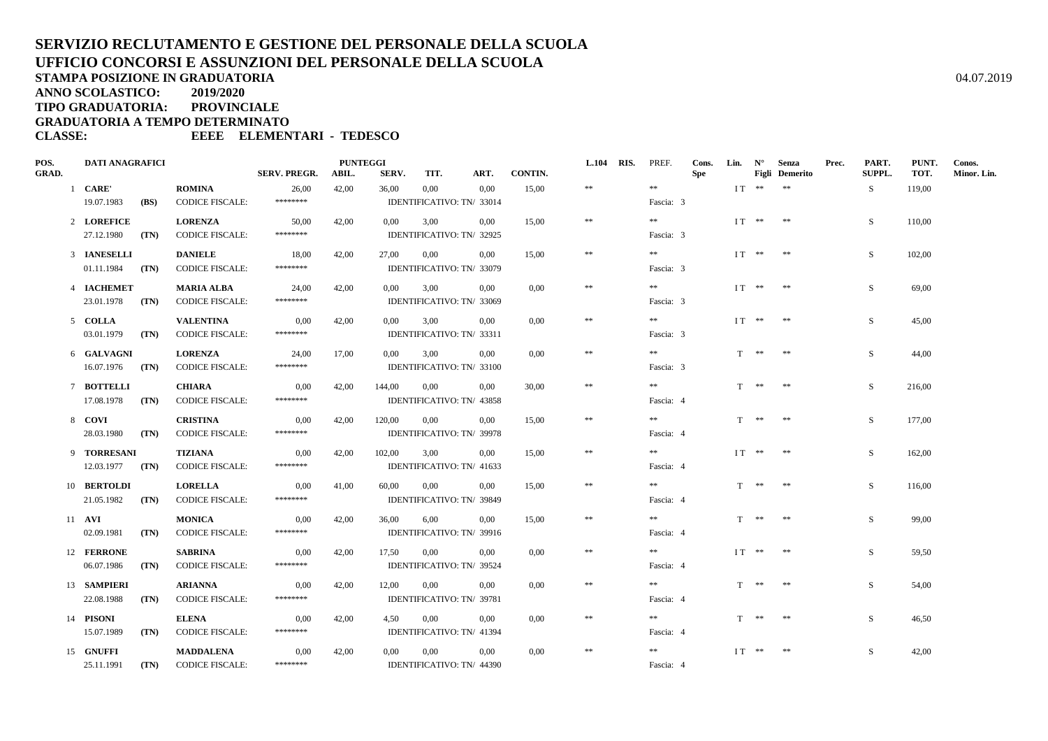# SERVIZIO RECLUTAMENTO E GESTIONE DEL PERSONALE DELLA SCUOLA
## UFFICIO CONCORSI E ASSUNZIONI DEL PERSONALE DELLA SCUOLA

**STAMPA POSIZIONE IN GRADUATORIA** 04.07.2019

**ANNO SCOLASTICO: 2019/2020**

**TIPO GRADUATORIA: PROVINCIALE**

**GRADUATORIA A TEMPO DETERMINATO**

**CLASSE: EEEE ELEMENTARI - TEDESCO**

| POS. GRAD. | DATI ANAGRAFICI | | | SERV. PREGR. | PUNTEGGI ABIL. | SERV. | TIT. | ART. | CONTIN. | L.104 | RIS. | PREF. | Cons. Spe | Lin. | N° Figli | Senza Demerito | Prec. | PART. SUPPL. | PUNT. TOT. | Conos. Minor. Lin. |
|---|---|---|---|---|---|---|---|---|---|---|---|---|---|---|---|---|---|---|---|---|
| 1 | **CARE'** | | **ROMINA** | 26,00 | 42,00 | 36,00 | 0,00 | 0,00 | 15,00 | ** | | ** | | I T | ** | ** | | S | 119,00 | |
| | 19.07.1983 | **(BS)** | CODICE FISCALE: | ******** | | IDENTIFICATIVO: TN/ 33014 | | | | | | Fascia: 3 | | | | | | | | |
| 2 | **LOREFICE** | | **LORENZA** | 50,00 | 42,00 | 0,00 | 3,00 | 0,00 | 15,00 | ** | | ** | | I T | ** | ** | | S | 110,00 | |
| | 27.12.1980 | **(TN)** | CODICE FISCALE: | ******** | | IDENTIFICATIVO: TN/ 32925 | | | | | | Fascia: 3 | | | | | | | | |
| 3 | **IANESELLI** | | **DANIELE** | 18,00 | 42,00 | 27,00 | 0,00 | 0,00 | 15,00 | ** | | ** | | I T | ** | ** | | S | 102,00 | |
| | 01.11.1984 | **(TN)** | CODICE FISCALE: | ******** | | IDENTIFICATIVO: TN/ 33079 | | | | | | Fascia: 3 | | | | | | | | |
| 4 | **IACHEMET** | | **MARIA ALBA** | 24,00 | 42,00 | 0,00 | 3,00 | 0,00 | 0,00 | ** | | ** | | I T | ** | ** | | S | 69,00 | |
| | 23.01.1978 | **(TN)** | CODICE FISCALE: | ******** | | IDENTIFICATIVO: TN/ 33069 | | | | | | Fascia: 3 | | | | | | | | |
| 5 | **COLLA** | | **VALENTINA** | 0,00 | 42,00 | 0,00 | 3,00 | 0,00 | 0,00 | ** | | ** | | I T | ** | ** | | S | 45,00 | |
| | 03.01.1979 | **(TN)** | CODICE FISCALE: | ******** | | IDENTIFICATIVO: TN/ 33311 | | | | | | Fascia: 3 | | | | | | | | |
| 6 | **GALVAGNI** | | **LORENZA** | 24,00 | 17,00 | 0,00 | 3,00 | 0,00 | 0,00 | ** | | ** | | T | ** | ** | | S | 44,00 | |
| | 16.07.1976 | **(TN)** | CODICE FISCALE: | ******** | | IDENTIFICATIVO: TN/ 33100 | | | | | | Fascia: 3 | | | | | | | | |
| 7 | **BOTTELLI** | | **CHIARA** | 0,00 | 42,00 | 144,00 | 0,00 | 0,00 | 30,00 | ** | | ** | | T | ** | ** | | S | 216,00 | |
| | 17.08.1978 | **(TN)** | CODICE FISCALE: | ******** | | IDENTIFICATIVO: TN/ 43858 | | | | | | Fascia: 4 | | | | | | | | |
| 8 | **COVI** | | **CRISTINA** | 0,00 | 42,00 | 120,00 | 0,00 | 0,00 | 15,00 | ** | | ** | | T | ** | ** | | S | 177,00 | |
| | 28.03.1980 | **(TN)** | CODICE FISCALE: | ******** | | IDENTIFICATIVO: TN/ 39978 | | | | | | Fascia: 4 | | | | | | | | |
| 9 | **TORRESANI** | | **TIZIANA** | 0,00 | 42,00 | 102,00 | 3,00 | 0,00 | 15,00 | ** | | ** | | I T | ** | ** | | S | 162,00 | |
| | 12.03.1977 | **(TN)** | CODICE FISCALE: | ******** | | IDENTIFICATIVO: TN/ 41633 | | | | | | Fascia: 4 | | | | | | | | |
| 10 | **BERTOLDI** | | **LORELLA** | 0,00 | 41,00 | 60,00 | 0,00 | 0,00 | 15,00 | ** | | ** | | T | ** | ** | | S | 116,00 | |
| | 21.05.1982 | **(TN)** | CODICE FISCALE: | ******** | | IDENTIFICATIVO: TN/ 39849 | | | | | | Fascia: 4 | | | | | | | | |
| 11 | **AVI** | | **MONICA** | 0,00 | 42,00 | 36,00 | 6,00 | 0,00 | 15,00 | ** | | ** | | T | ** | ** | | S | 99,00 | |
| | 02.09.1981 | **(TN)** | CODICE FISCALE: | ******** | | IDENTIFICATIVO: TN/ 39916 | | | | | | Fascia: 4 | | | | | | | | |
| 12 | **FERRONE** | | **SABRINA** | 0,00 | 42,00 | 17,50 | 0,00 | 0,00 | 0,00 | ** | | ** | | I T | ** | ** | | S | 59,50 | |
| | 06.07.1986 | **(TN)** | CODICE FISCALE: | ******** | | IDENTIFICATIVO: TN/ 39524 | | | | | | Fascia: 4 | | | | | | | | |
| 13 | **SAMPIERI** | | **ARIANNA** | 0,00 | 42,00 | 12,00 | 0,00 | 0,00 | 0,00 | ** | | ** | | T | ** | ** | | S | 54,00 | |
| | 22.08.1988 | **(TN)** | CODICE FISCALE: | ******** | | IDENTIFICATIVO: TN/ 39781 | | | | | | Fascia: 4 | | | | | | | | |
| 14 | **PISONI** | | **ELENA** | 0,00 | 42,00 | 4,50 | 0,00 | 0,00 | 0,00 | ** | | ** | | T | ** | ** | | S | 46,50 | |
| | 15.07.1989 | **(TN)** | CODICE FISCALE: | ******** | | IDENTIFICATIVO: TN/ 41394 | | | | | | Fascia: 4 | | | | | | | | |
| 15 | **GNUFFI** | | **MADDALENA** | 0,00 | 42,00 | 0,00 | 0,00 | 0,00 | 0,00 | ** | | ** | | I T | ** | ** | | S | 42,00 | |
| | 25.11.1991 | **(TN)** | CODICE FISCALE: | ******** | | IDENTIFICATIVO: TN/ 44390 | | | | | | Fascia: 4 | | | | | | | | |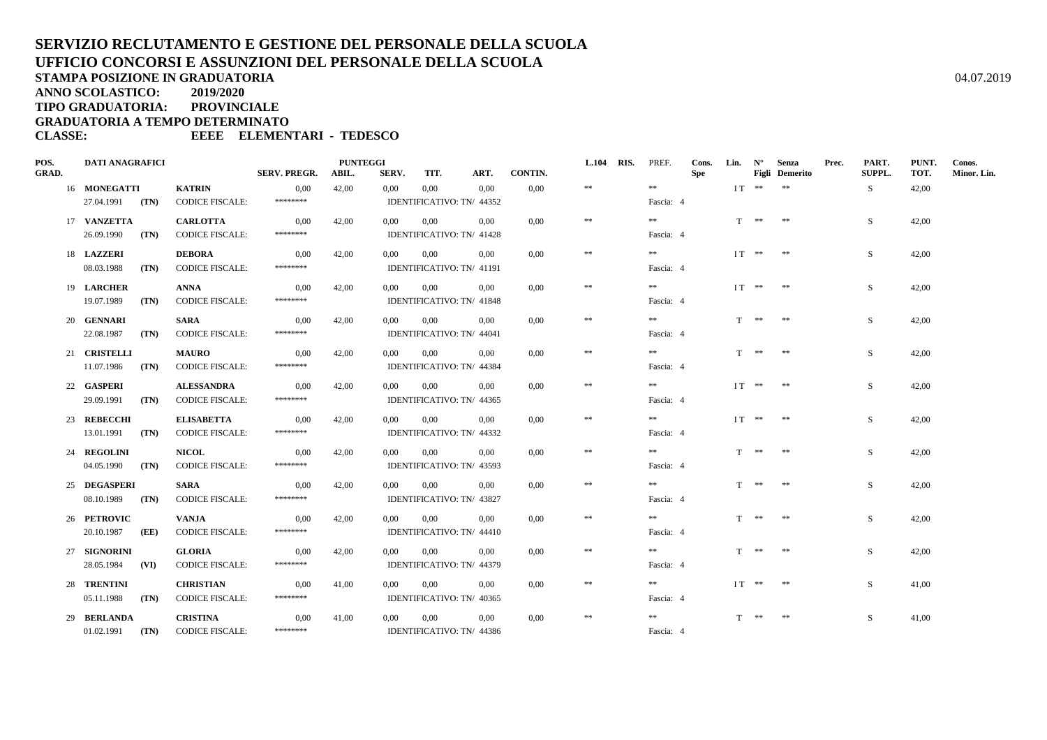# SERVIZIO RECLUTAMENTO E GESTIONE DEL PERSONALE DELLA SCUOLA
## UFFICIO CONCORSI E ASSUNZIONI DEL PERSONALE DELLA SCUOLA

**STAMPA POSIZIONE IN GRADUATORIA** 04.07.2019

**ANNO SCOLASTICO: 2019/2020**

**TIPO GRADUATORIA: PROVINCIALE**

**GRADUATORIA A TEMPO DETERMINATO**

**CLASSE: EEEE ELEMENTARI - TEDESCO**

| POS. GRAD. | DATI ANAGRAFICI | | | SERV. PREGR. | PUNTEGGI ABIL. | SERV. | TIT. | ART. | CONTIN. | L.104 | RIS. | PREF. | Cons. Spe | Lin. | N° Figli | Senza Demerito | Prec. | PART. SUPPL. | PUNT. TOT. | Conos. Minor. Lin. |
|---|---|---|---|---|---|---|---|---|---|---|---|---|---|---|---|---|---|---|---|---|
| 16 | **MONEGATTI** | | **KATRIN** | 0,00 | 42,00 | 0,00 | 0,00 | 0,00 | 0,00 | ** | | ** | | I T | ** | ** | | S | 42,00 | |
| | 27.04.1991 | **(TN)** | CODICE FISCALE: | ******** | | IDENTIFICATIVO: TN/ 44352 | | | | | | Fascia: 4 | | | | | | | | |
| 17 | **VANZETTA** | | **CARLOTTA** | 0,00 | 42,00 | 0,00 | 0,00 | 0,00 | 0,00 | ** | | ** | | T | ** | ** | | S | 42,00 | |
| | 26.09.1990 | **(TN)** | CODICE FISCALE: | ******** | | IDENTIFICATIVO: TN/ 41428 | | | | | | Fascia: 4 | | | | | | | | |
| 18 | **LAZZERI** | | **DEBORA** | 0,00 | 42,00 | 0,00 | 0,00 | 0,00 | 0,00 | ** | | ** | | I T | ** | ** | | S | 42,00 | |
| | 08.03.1988 | **(TN)** | CODICE FISCALE: | ******** | | IDENTIFICATIVO: TN/ 41191 | | | | | | Fascia: 4 | | | | | | | | |
| 19 | **LARCHER** | | **ANNA** | 0,00 | 42,00 | 0,00 | 0,00 | 0,00 | 0,00 | ** | | ** | | I T | ** | ** | | S | 42,00 | |
| | 19.07.1989 | **(TN)** | CODICE FISCALE: | ******** | | IDENTIFICATIVO: TN/ 41848 | | | | | | Fascia: 4 | | | | | | | | |
| 20 | **GENNARI** | | **SARA** | 0,00 | 42,00 | 0,00 | 0,00 | 0,00 | 0,00 | ** | | ** | | T | ** | ** | | S | 42,00 | |
| | 22.08.1987 | **(TN)** | CODICE FISCALE: | ******** | | IDENTIFICATIVO: TN/ 44041 | | | | | | Fascia: 4 | | | | | | | | |
| 21 | **CRISTELLI** | | **MAURO** | 0,00 | 42,00 | 0,00 | 0,00 | 0,00 | 0,00 | ** | | ** | | T | ** | ** | | S | 42,00 | |
| | 11.07.1986 | **(TN)** | CODICE FISCALE: | ******** | | IDENTIFICATIVO: TN/ 44384 | | | | | | Fascia: 4 | | | | | | | | |
| 22 | **GASPERI** | | **ALESSANDRA** | 0,00 | 42,00 | 0,00 | 0,00 | 0,00 | 0,00 | ** | | ** | | I T | ** | ** | | S | 42,00 | |
| | 29.09.1991 | **(TN)** | CODICE FISCALE: | ******** | | IDENTIFICATIVO: TN/ 44365 | | | | | | Fascia: 4 | | | | | | | | |
| 23 | **REBECCHI** | | **ELISABETTA** | 0,00 | 42,00 | 0,00 | 0,00 | 0,00 | 0,00 | ** | | ** | | I T | ** | ** | | S | 42,00 | |
| | 13.01.1991 | **(TN)** | CODICE FISCALE: | ******** | | IDENTIFICATIVO: TN/ 44332 | | | | | | Fascia: 4 | | | | | | | | |
| 24 | **REGOLINI** | | **NICOL** | 0,00 | 42,00 | 0,00 | 0,00 | 0,00 | 0,00 | ** | | ** | | T | ** | ** | | S | 42,00 | |
| | 04.05.1990 | **(TN)** | CODICE FISCALE: | ******** | | IDENTIFICATIVO: TN/ 43593 | | | | | | Fascia: 4 | | | | | | | | |
| 25 | **DEGASPERI** | | **SARA** | 0,00 | 42,00 | 0,00 | 0,00 | 0,00 | 0,00 | ** | | ** | | T | ** | ** | | S | 42,00 | |
| | 08.10.1989 | **(TN)** | CODICE FISCALE: | ******** | | IDENTIFICATIVO: TN/ 43827 | | | | | | Fascia: 4 | | | | | | | | |
| 26 | **PETROVIC** | | **VANJA** | 0,00 | 42,00 | 0,00 | 0,00 | 0,00 | 0,00 | ** | | ** | | T | ** | ** | | S | 42,00 | |
| | 20.10.1987 | **(EE)** | CODICE FISCALE: | ******** | | IDENTIFICATIVO: TN/ 44410 | | | | | | Fascia: 4 | | | | | | | | |
| 27 | **SIGNORINI** | | **GLORIA** | 0,00 | 42,00 | 0,00 | 0,00 | 0,00 | 0,00 | ** | | ** | | T | ** | ** | | S | 42,00 | |
| | 28.05.1984 | **(VI)** | CODICE FISCALE: | ******** | | IDENTIFICATIVO: TN/ 44379 | | | | | | Fascia: 4 | | | | | | | | |
| 28 | **TRENTINI** | | **CHRISTIAN** | 0,00 | 41,00 | 0,00 | 0,00 | 0,00 | 0,00 | ** | | ** | | I T | ** | ** | | S | 41,00 | |
| | 05.11.1988 | **(TN)** | CODICE FISCALE: | ******** | | IDENTIFICATIVO: TN/ 40365 | | | | | | Fascia: 4 | | | | | | | | |
| 29 | **BERLANDA** | | **CRISTINA** | 0,00 | 41,00 | 0,00 | 0,00 | 0,00 | 0,00 | ** | | ** | | T | ** | ** | | S | 41,00 | |
| | 01.02.1991 | **(TN)** | CODICE FISCALE: | ******** | | IDENTIFICATIVO: TN/ 44386 | | | | | | Fascia: 4 | | | | | | | | |